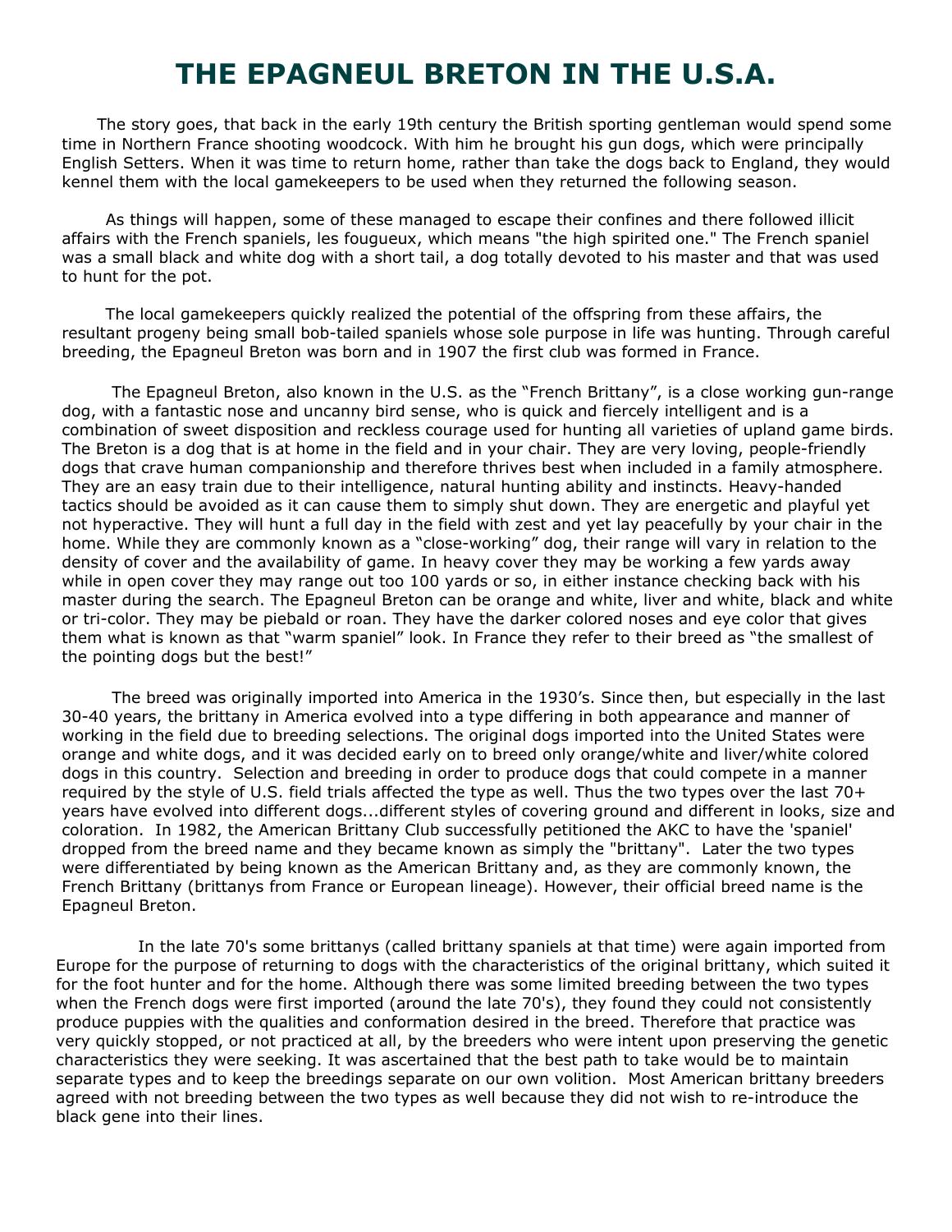# THE EPAGNEUL BRETON IN THE U.S.A.

The story goes, that back in the early 19th century the British sporting gentleman would spend some time in Northern France shooting woodcock. With him he brought his gun dogs, which were principally English Setters. When it was time to return home, rather than take the dogs back to England, they would kennel them with the local gamekeepers to be used when they returned the following season.

As things will happen, some of these managed to escape their confines and there followed illicit affairs with the French spaniels, les fougueux, which means "the high spirited one." The French spaniel was a small black and white dog with a short tail, a dog totally devoted to his master and that was used to hunt for the pot.

The local gamekeepers quickly realized the potential of the offspring from these affairs, the resultant progeny being small bob-tailed spaniels whose sole purpose in life was hunting. Through careful breeding, the Epagneul Breton was born and in 1907 the first club was formed in France.

The Epagneul Breton, also known in the U.S. as the "French Brittany", is a close working gun-range dog, with a fantastic nose and uncanny bird sense, who is quick and fiercely intelligent and is a combination of sweet disposition and reckless courage used for hunting all varieties of upland game birds. The Breton is a dog that is at home in the field and in your chair. They are very loving, people-friendly dogs that crave human companionship and therefore thrives best when included in a family atmosphere. They are an easy train due to their intelligence, natural hunting ability and instincts. Heavy-handed tactics should be avoided as it can cause them to simply shut down. They are energetic and playful yet not hyperactive. They will hunt a full day in the field with zest and yet lay peacefully by your chair in the home. While they are commonly known as a "close-working" dog, their range will vary in relation to the density of cover and the availability of game. In heavy cover they may be working a few yards away while in open cover they may range out too 100 yards or so, in either instance checking back with his master during the search. The Epagneul Breton can be orange and white, liver and white, black and white or tri-color. They may be piebald or roan. They have the darker colored noses and eye color that gives them what is known as that "warm spaniel" look. In France they refer to their breed as "the smallest of the pointing dogs but the best!"

The breed was originally imported into America in the 1930's. Since then, but especially in the last 30-40 years, the brittany in America evolved into a type differing in both appearance and manner of working in the field due to breeding selections. The original dogs imported into the United States were orange and white dogs, and it was decided early on to breed only orange/white and liver/white colored dogs in this country. Selection and breeding in order to produce dogs that could compete in a manner required by the style of U.S. field trials affected the type as well. Thus the two types over the last 70+ years have evolved into different dogs...different styles of covering ground and different in looks, size and coloration. In 1982, the American Brittany Club successfully petitioned the AKC to have the 'spaniel' dropped from the breed name and they became known as simply the "brittany". Later the two types were differentiated by being known as the American Brittany and, as they are commonly known, the French Brittany (brittanys from France or European lineage). However, their official breed name is the Epagneul Breton.

In the late 70's some brittanys (called brittany spaniels at that time) were again imported from Europe for the purpose of returning to dogs with the characteristics of the original brittany, which suited it for the foot hunter and for the home. Although there was some limited breeding between the two types when the French dogs were first imported (around the late 70's), they found they could not consistently produce puppies with the qualities and conformation desired in the breed. Therefore that practice was very quickly stopped, or not practiced at all, by the breeders who were intent upon preserving the genetic characteristics they were seeking. It was ascertained that the best path to take would be to maintain separate types and to keep the breedings separate on our own volition. Most American brittany breeders agreed with not breeding between the two types as well because they did not wish to re-introduce the black gene into their lines.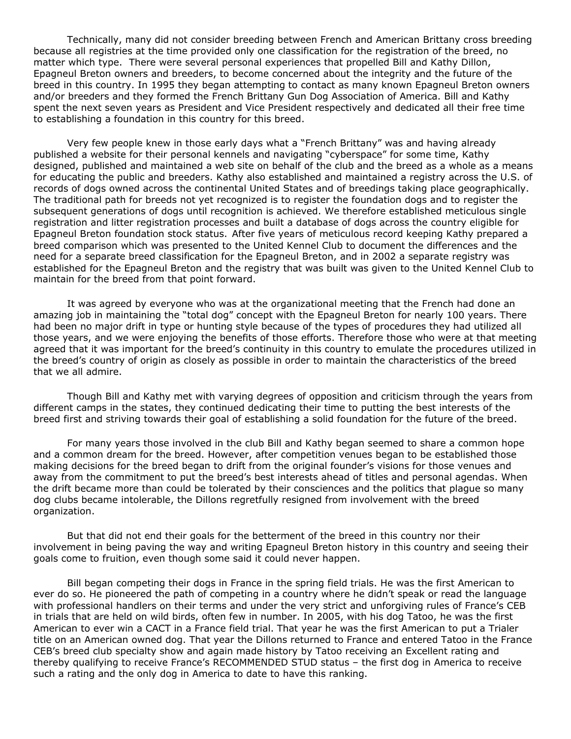Technically, many did not consider breeding between French and American Brittany cross breeding because all registries at the time provided only one classification for the registration of the breed, no matter which type. There were several personal experiences that propelled Bill and Kathy Dillon, Epagneul Breton owners and breeders, to become concerned about the integrity and the future of the breed in this country. In 1995 they began attempting to contact as many known Epagneul Breton owners and/or breeders and they formed the French Brittany Gun Dog Association of America. Bill and Kathy spent the next seven years as President and Vice President respectively and dedicated all their free time to establishing a foundation in this country for this breed.

Very few people knew in those early days what a "French Brittany" was and having already published a website for their personal kennels and navigating "cyberspace" for some time, Kathy designed, published and maintained a web site on behalf of the club and the breed as a whole as a means for educating the public and breeders. Kathy also established and maintained a registry across the U.S. of records of dogs owned across the continental United States and of breedings taking place geographically. The traditional path for breeds not yet recognized is to register the foundation dogs and to register the subsequent generations of dogs until recognition is achieved. We therefore established meticulous single registration and litter registration processes and built a database of dogs across the country eligible for Epagneul Breton foundation stock status. After five years of meticulous record keeping Kathy prepared a breed comparison which was presented to the United Kennel Club to document the differences and the need for a separate breed classification for the Epagneul Breton, and in 2002 a separate registry was established for the Epagneul Breton and the registry that was built was given to the United Kennel Club to maintain for the breed from that point forward.

It was agreed by everyone who was at the organizational meeting that the French had done an amazing job in maintaining the "total dog" concept with the Epagneul Breton for nearly 100 years. There had been no major drift in type or hunting style because of the types of procedures they had utilized all those years, and we were enjoying the benefits of those efforts. Therefore those who were at that meeting agreed that it was important for the breed's continuity in this country to emulate the procedures utilized in the breed's country of origin as closely as possible in order to maintain the characteristics of the breed that we all admire.

Though Bill and Kathy met with varying degrees of opposition and criticism through the years from different camps in the states, they continued dedicating their time to putting the best interests of the breed first and striving towards their goal of establishing a solid foundation for the future of the breed.

For many years those involved in the club Bill and Kathy began seemed to share a common hope and a common dream for the breed. However, after competition venues began to be established those making decisions for the breed began to drift from the original founder's visions for those venues and away from the commitment to put the breed's best interests ahead of titles and personal agendas. When the drift became more than could be tolerated by their consciences and the politics that plague so many dog clubs became intolerable, the Dillons regretfully resigned from involvement with the breed organization.

But that did not end their goals for the betterment of the breed in this country nor their involvement in being paving the way and writing Epagneul Breton history in this country and seeing their goals come to fruition, even though some said it could never happen.

Bill began competing their dogs in France in the spring field trials. He was the first American to ever do so. He pioneered the path of competing in a country where he didn't speak or read the language with professional handlers on their terms and under the very strict and unforgiving rules of France's CEB in trials that are held on wild birds, often few in number. In 2005, with his dog Tatoo, he was the first American to ever win a CACT in a France field trial. That year he was the first American to put a Trialer title on an American owned dog. That year the Dillons returned to France and entered Tatoo in the France CEB's breed club specialty show and again made history by Tatoo receiving an Excellent rating and thereby qualifying to receive France's RECOMMENDED STUD status – the first dog in America to receive such a rating and the only dog in America to date to have this ranking.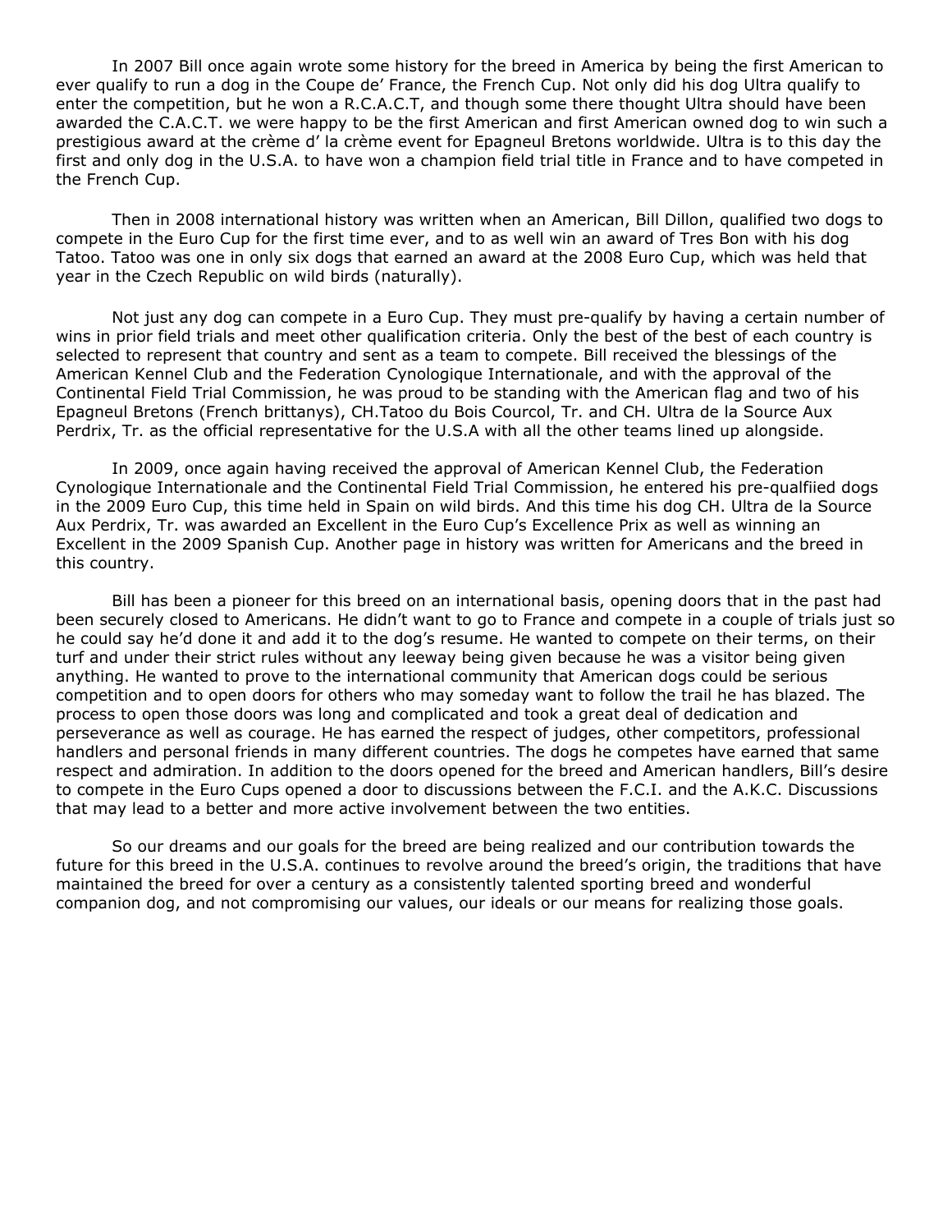In 2007 Bill once again wrote some history for the breed in America by being the first American to ever qualify to run a dog in the Coupe de' France, the French Cup. Not only did his dog Ultra qualify to enter the competition, but he won a R.C.A.C.T, and though some there thought Ultra should have been awarded the C.A.C.T. we were happy to be the first American and first American owned dog to win such a prestigious award at the crème d' la crème event for Epagneul Bretons worldwide. Ultra is to this day the first and only dog in the U.S.A. to have won a champion field trial title in France and to have competed in the French Cup.

Then in 2008 international history was written when an American, Bill Dillon, qualified two dogs to compete in the Euro Cup for the first time ever, and to as well win an award of Tres Bon with his dog Tatoo. Tatoo was one in only six dogs that earned an award at the 2008 Euro Cup, which was held that year in the Czech Republic on wild birds (naturally).

Not just any dog can compete in a Euro Cup. They must pre-qualify by having a certain number of wins in prior field trials and meet other qualification criteria. Only the best of the best of each country is selected to represent that country and sent as a team to compete. Bill received the blessings of the American Kennel Club and the Federation Cynologique Internationale, and with the approval of the Continental Field Trial Commission, he was proud to be standing with the American flag and two of his Epagneul Bretons (French brittanys), CH.Tatoo du Bois Courcol, Tr. and CH. Ultra de la Source Aux Perdrix, Tr. as the official representative for the U.S.A with all the other teams lined up alongside.

In 2009, once again having received the approval of American Kennel Club, the Federation Cynologique Internationale and the Continental Field Trial Commission, he entered his pre-qualfiied dogs in the 2009 Euro Cup, this time held in Spain on wild birds. And this time his dog CH. Ultra de la Source Aux Perdrix, Tr. was awarded an Excellent in the Euro Cup's Excellence Prix as well as winning an Excellent in the 2009 Spanish Cup. Another page in history was written for Americans and the breed in this country.

Bill has been a pioneer for this breed on an international basis, opening doors that in the past had been securely closed to Americans. He didn't want to go to France and compete in a couple of trials just so he could say he'd done it and add it to the dog's resume. He wanted to compete on their terms, on their turf and under their strict rules without any leeway being given because he was a visitor being given anything. He wanted to prove to the international community that American dogs could be serious competition and to open doors for others who may someday want to follow the trail he has blazed. The process to open those doors was long and complicated and took a great deal of dedication and perseverance as well as courage. He has earned the respect of judges, other competitors, professional handlers and personal friends in many different countries. The dogs he competes have earned that same respect and admiration. In addition to the doors opened for the breed and American handlers, Bill's desire to compete in the Euro Cups opened a door to discussions between the F.C.I. and the A.K.C. Discussions that may lead to a better and more active involvement between the two entities.

So our dreams and our goals for the breed are being realized and our contribution towards the future for this breed in the U.S.A. continues to revolve around the breed's origin, the traditions that have maintained the breed for over a century as a consistently talented sporting breed and wonderful companion dog, and not compromising our values, our ideals or our means for realizing those goals.